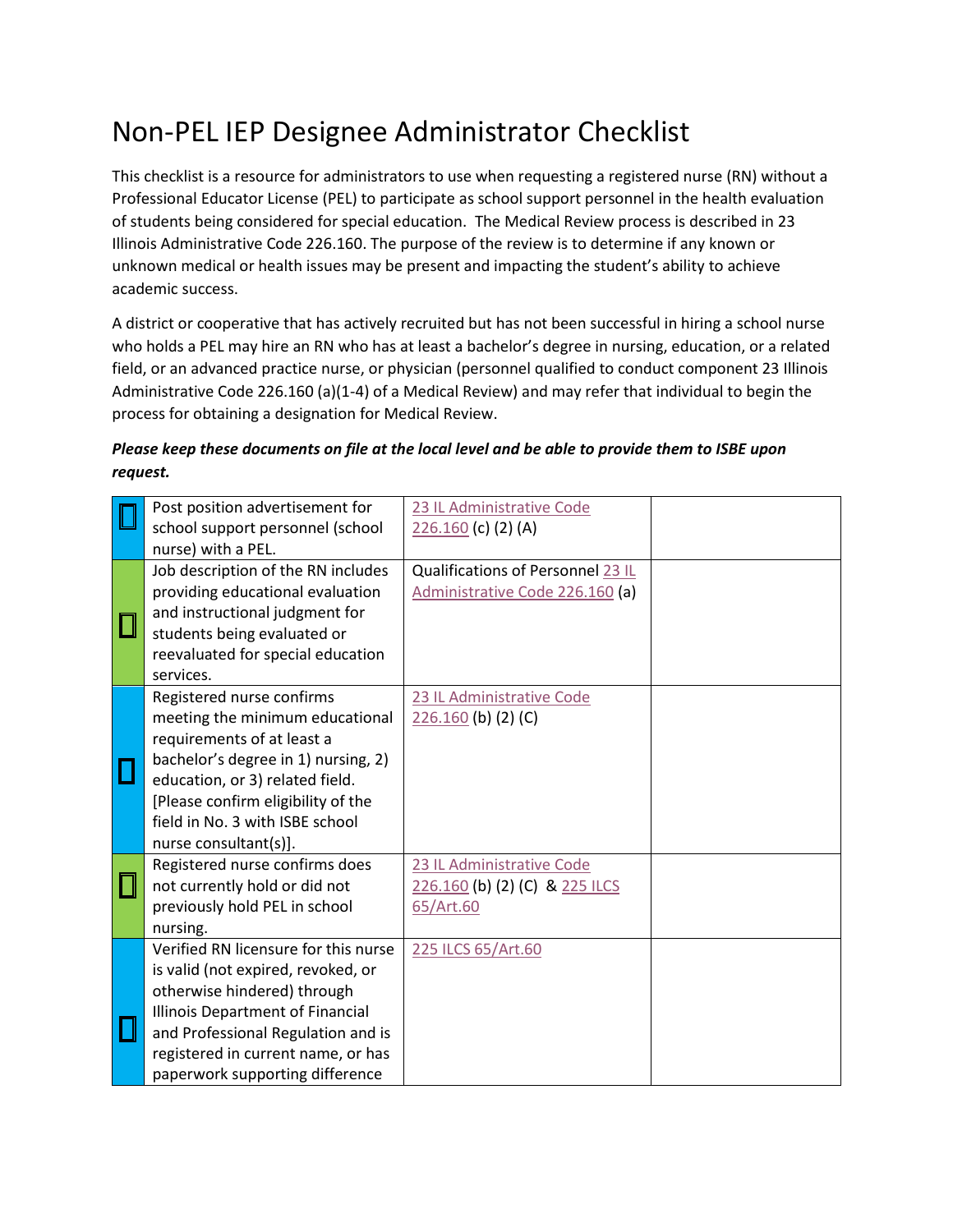# Non-PEL IEP Designee Administrator Checklist

This checklist is a resource for administrators to use when requesting a registered nurse (RN) without a Professional Educator License (PEL) to participate as school support personnel in the health evaluation of students being considered for special education. The Medical Review process is described in 23 Illinois Administrative Code 226.160. The purpose of the review is to determine if any known or unknown medical or health issues may be present and impacting the student's ability to achieve academic success.

A district or cooperative that has actively recruited but has not been successful in hiring a school nurse who holds a PEL may hire an RN who has at least a bachelor's degree in nursing, education, or a related field, or an advanced practice nurse, or physician (personnel qualified to conduct component 23 Illinois Administrative Code 226.160 (a)(1-4) of a Medical Review) and may refer that individual to begin the process for obtaining a designation for Medical Review.

***Please keep these documents on file at the local level and be able to provide them to ISBE upon request.***

| | | | |
|---|---|---|---|
| ☐ | Post position advertisement for school support personnel (school nurse) with a PEL. | 23 IL Administrative Code 226.160 (c) (2) (A) | |
| ☐ | Job description of the RN includes providing educational evaluation and instructional judgment for students being evaluated or reevaluated for special education services. | Qualifications of Personnel 23 IL Administrative Code 226.160 (a) | |
| ☐ | Registered nurse confirms meeting the minimum educational requirements of at least a bachelor's degree in 1) nursing, 2) education, or 3) related field. [Please confirm eligibility of the field in No. 3 with ISBE school nurse consultant(s)]. | 23 IL Administrative Code 226.160 (b) (2) (C) | |
| ☐ | Registered nurse confirms does not currently hold or did not previously hold PEL in school nursing. | 23 IL Administrative Code 226.160 (b) (2) (C) & 225 ILCS 65/Art.60 | |
| ☐ | Verified RN licensure for this nurse is valid (not expired, revoked, or otherwise hindered) through Illinois Department of Financial and Professional Regulation and is registered in current name, or has paperwork supporting difference | 225 ILCS 65/Art.60 | |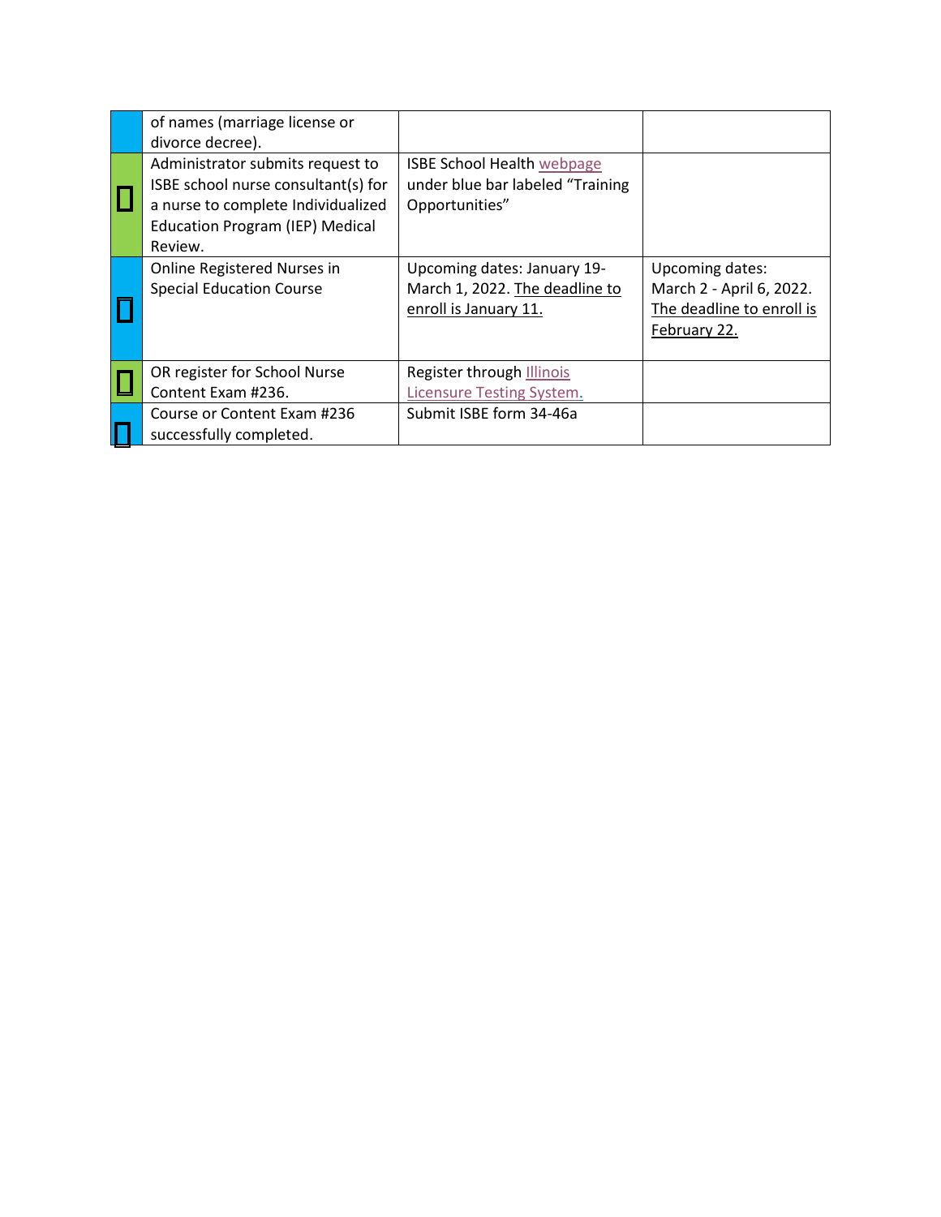| | | | |
|---|---|---|---|
| | of names (marriage license or divorce decree). | | |
| ☐ | Administrator submits request to ISBE school nurse consultant(s) for a nurse to complete Individualized Education Program (IEP) Medical Review. | ISBE School Health webpage under blue bar labeled "Training Opportunities" | |
| ☐ | Online Registered Nurses in Special Education Course | Upcoming dates: January 19-March 1, 2022. The deadline to enroll is January 11. | Upcoming dates: March 2 - April 6, 2022. The deadline to enroll is February 22. |
| ☐ | OR register for School Nurse Content Exam #236. | Register through Illinois Licensure Testing System. | |
| ☐ | Course or Content Exam #236 successfully completed. | Submit ISBE form 34-46a | |